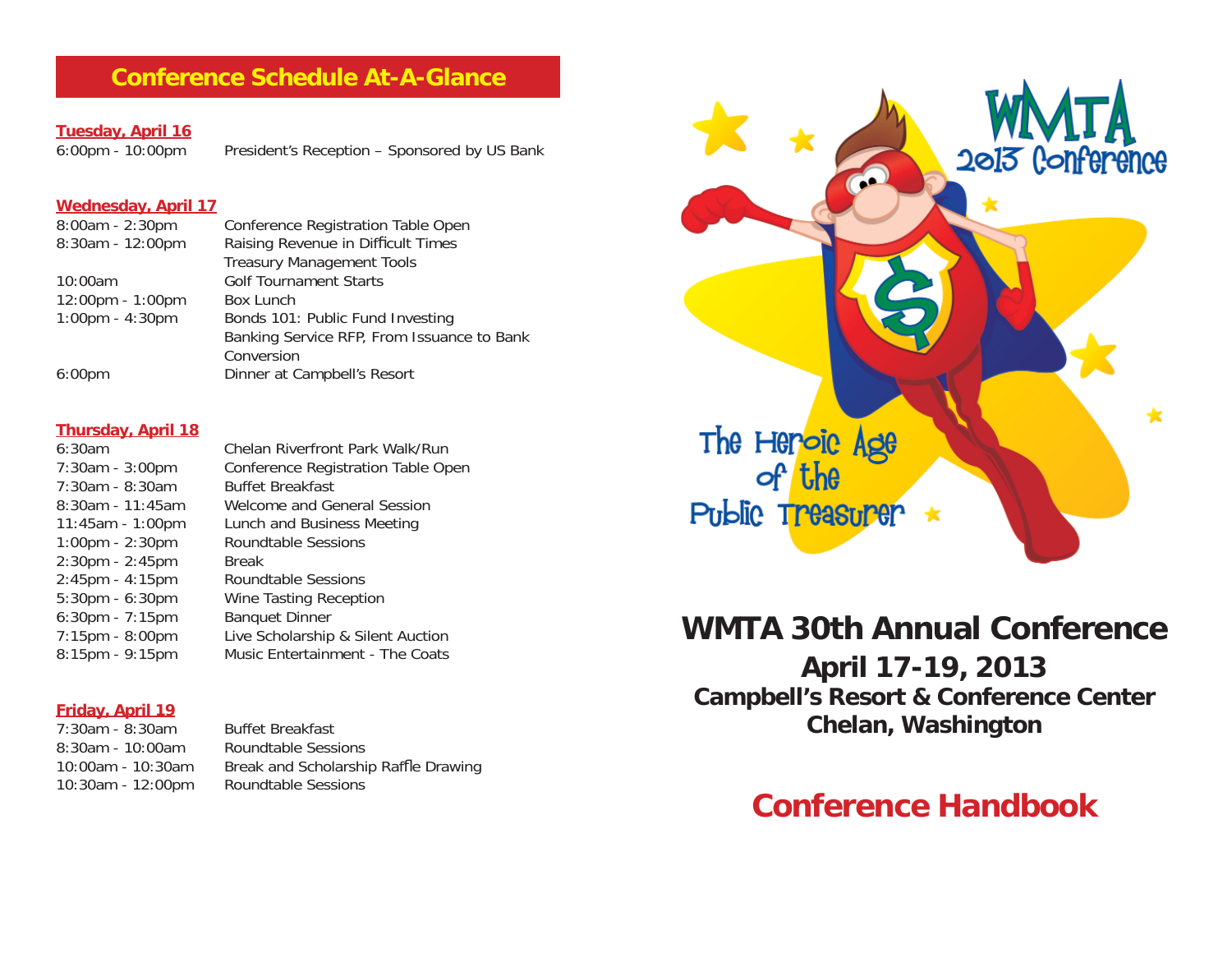## Conference Schedule At-A-Glance

**Tuesday, April 16**

| | |
|---|---|
| 6:00pm - 10:00pm | President's Reception – Sponsored by US Bank |

**Wednesday, April 17**

| | |
|---|---|
| 8:00am - 2:30pm | Conference Registration Table Open |
| 8:30am - 12:00pm | Raising Revenue in Difficult Times |
| | Treasury Management Tools |
| 10:00am | Golf Tournament Starts |
| 12:00pm - 1:00pm | Box Lunch |
| 1:00pm - 4:30pm | Bonds 101: Public Fund Investing |
| | Banking Service RFP, From Issuance to Bank Conversion |
| 6:00pm | Dinner at Campbell's Resort |

**Thursday, April 18**

| | |
|---|---|
| 6:30am | Chelan Riverfront Park Walk/Run |
| 7:30am - 3:00pm | Conference Registration Table Open |
| 7:30am - 8:30am | Buffet Breakfast |
| 8:30am - 11:45am | Welcome and General Session |
| 11:45am - 1:00pm | Lunch and Business Meeting |
| 1:00pm - 2:30pm | Roundtable Sessions |
| 2:30pm - 2:45pm | Break |
| 2:45pm - 4:15pm | Roundtable Sessions |
| 5:30pm - 6:30pm | Wine Tasting Reception |
| 6:30pm - 7:15pm | Banquet Dinner |
| 7:15pm - 8:00pm | Live Scholarship & Silent Auction |
| 8:15pm - 9:15pm | Music Entertainment - The Coats |

**Friday, April 19**

| | |
|---|---|
| 7:30am - 8:30am | Buffet Breakfast |
| 8:30am - 10:00am | Roundtable Sessions |
| 10:00am - 10:30am | Break and Scholarship Raffle Drawing |
| 10:30am - 12:00pm | Roundtable Sessions |

WMTA 2013 Conference

The Heroic Age of the Public Treasurer

# WMTA 30th Annual Conference

## April 17-19, 2013

### Campbell's Resort & Conference Center
### Chelan, Washington

# Conference Handbook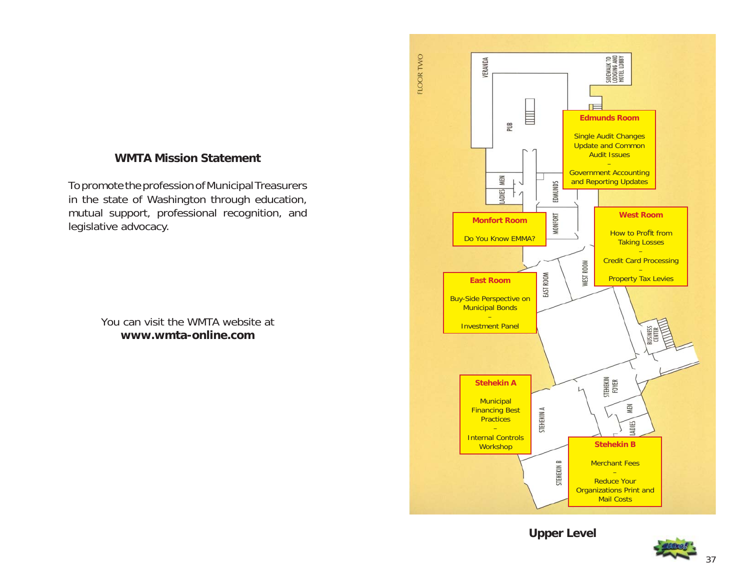## WMTA Mission Statement

To promote the profession of Municipal Treasurers in the state of Washington through education, mutual support, professional recognition, and legislative advocacy.

You can visit the WMTA website at
**www.wmta-online.com**

FLOOR TWO

VERANDA

PUB

SIDEWALK TO LODGING AND HOTEL LOBBY

MEN

LADIES

EDMUNDS

MONFORT

EAST ROOM

WEST ROOM

BUSINESS CENTER

STEHEKIN FOYER

STEHEKIN A

MEN

LADIES

STEHEKIN B

**Edmunds Room**

Single Audit Changes Update and Common Audit Issues
–
Government Accounting and Reporting Updates

**Monfort Room**

Do You Know EMMA?

**West Room**

How to Profit from Taking Losses
–
Credit Card Processing
–
Property Tax Levies

**East Room**

Buy-Side Perspective on Municipal Bonds
–
Investment Panel

**Stehekin A**

Municipal Financing Best Practices
–
Internal Controls Workshop

**Stehekin B**

Merchant Fees
–
Reduce Your Organizations Print and Mail Costs

**Upper Level**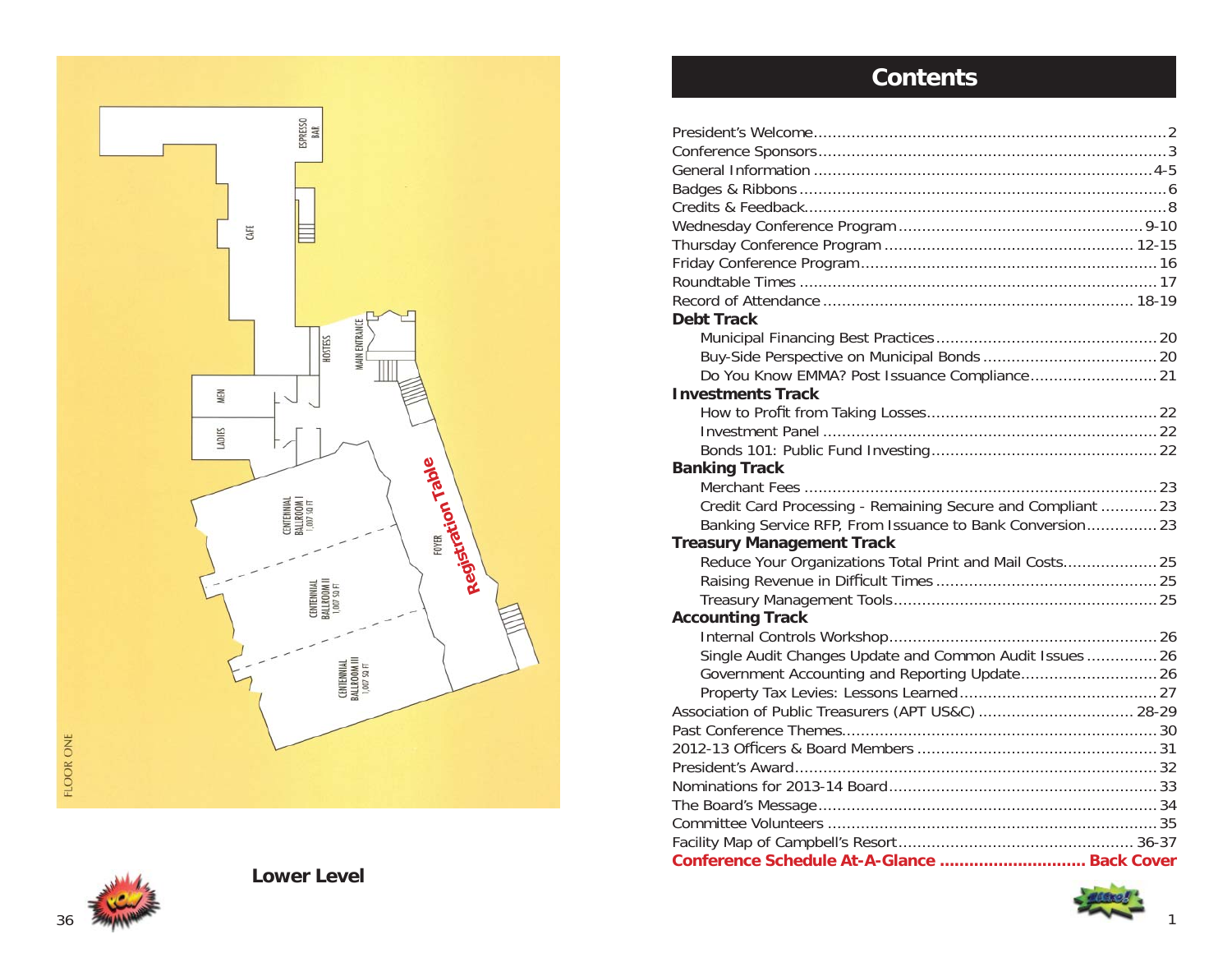FLOOR ONE

ESPRESSO BAR

CAFE

HOSTESS

MAIN ENTRANCE

MEN

LADIES

CENTENNIAL BALLROOM I 1,007 SQ FT

CENTENNIAL BALLROOM II 1,007 SQ FT

CENTENNIAL BALLROOM III 1,007 SQ FT

FOYER

Registration Table

**Lower Level**

# Contents

| | |
|---|---|
| President's Welcome | 2 |
| Conference Sponsors | 3 |
| General Information | 4-5 |
| Badges & Ribbons | 6 |
| Credits & Feedback | 8 |
| Wednesday Conference Program | 9-10 |
| Thursday Conference Program | 12-15 |
| Friday Conference Program | 16 |
| Roundtable Times | 17 |
| Record of Attendance | 18-19 |
| **Debt Track** | |
| Municipal Financing Best Practices | 20 |
| Buy-Side Perspective on Municipal Bonds | 20 |
| Do You Know EMMA? Post Issuance Compliance | 21 |
| **Investments Track** | |
| How to Profit from Taking Losses | 22 |
| Investment Panel | 22 |
| Bonds 101: Public Fund Investing | 22 |
| **Banking Track** | |
| Merchant Fees | 23 |
| Credit Card Processing - Remaining Secure and Compliant | 23 |
| Banking Service RFP, From Issuance to Bank Conversion | 23 |
| **Treasury Management Track** | |
| Reduce Your Organizations Total Print and Mail Costs | 25 |
| Raising Revenue in Difficult Times | 25 |
| Treasury Management Tools | 25 |
| **Accounting Track** | |
| Internal Controls Workshop | 26 |
| Single Audit Changes Update and Common Audit Issues | 26 |
| Government Accounting and Reporting Update | 26 |
| Property Tax Levies: Lessons Learned | 27 |
| Association of Public Treasurers (APT US&C) | 28-29 |
| Past Conference Themes | 30 |
| 2012-13 Officers & Board Members | 31 |
| President's Award | 32 |
| Nominations for 2013-14 Board | 33 |
| The Board's Message | 34 |
| Committee Volunteers | 35 |
| Facility Map of Campbell's Resort | 36-37 |
| **Conference Schedule At-A-Glance** | **Back Cover** |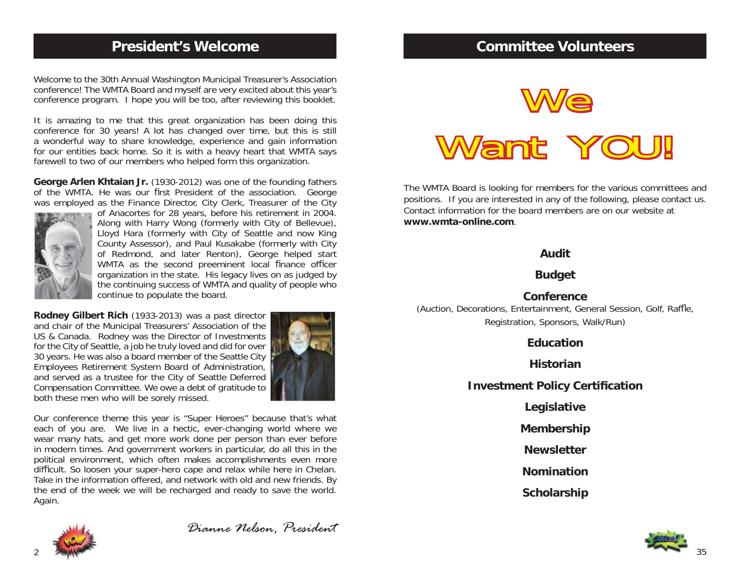## President's Welcome

Welcome to the 30th Annual Washington Municipal Treasurer's Association conference! The WMTA Board and myself are very excited about this year's conference program. I hope you will be too, after reviewing this booklet.

It is amazing to me that this great organization has been doing this conference for 30 years! A lot has changed over time, but this is still a wonderful way to share knowledge, experience and gain information for our entities back home. So it is with a heavy heart that WMTA says farewell to two of our members who helped form this organization.

**George Arlen Khtaian Jr.** (1930-2012) was one of the founding fathers of the WMTA. He was our first President of the association. George was employed as the Finance Director, City Clerk, Treasurer of the City of Anacortes for 28 years, before his retirement in 2004. Along with Harry Wong (formerly with City of Bellevue), Lloyd Hara (formerly with City of Seattle and now King County Assessor), and Paul Kusakabe (formerly with City of Redmond, and later Renton), George helped start WMTA as the second preeminent local finance officer organization in the state. His legacy lives on as judged by the continuing success of WMTA and quality of people who continue to populate the board.

**Rodney Gilbert Rich** (1933-2013) was a past director and chair of the Municipal Treasurers' Association of the US & Canada. Rodney was the Director of Investments for the City of Seattle, a job he truly loved and did for over 30 years. He was also a board member of the Seattle City Employees Retirement System Board of Administration, and served as a trustee for the City of Seattle Deferred Compensation Committee. We owe a debt of gratitude to both these men who will be sorely missed.

Our conference theme this year is "Super Heroes" because that's what each of you are. We live in a hectic, ever-changing world where we wear many hats, and get more work done per person than ever before in modern times. And government workers in particular, do all this in the political environment, which often makes accomplishments even more difficult. So loosen your super-hero cape and relax while here in Chelan. Take in the information offered, and network with old and new friends. By the end of the week we will be recharged and ready to save the world. Again.

*Dianne Nelson, President*

## Committee Volunteers

# We Want YOU!

The WMTA Board is looking for members for the various committees and positions. If you are interested in any of the following, please contact us. Contact information for the board members are on our website at **www.wmta-online.com**.

**Audit**

**Budget**

**Conference**
(Auction, Decorations, Entertainment, General Session, Golf, Raffle, Registration, Sponsors, Walk/Run)

**Education**

**Historian**

**Investment Policy Certification**

**Legislative**

**Membership**

**Newsletter**

**Nomination**

**Scholarship**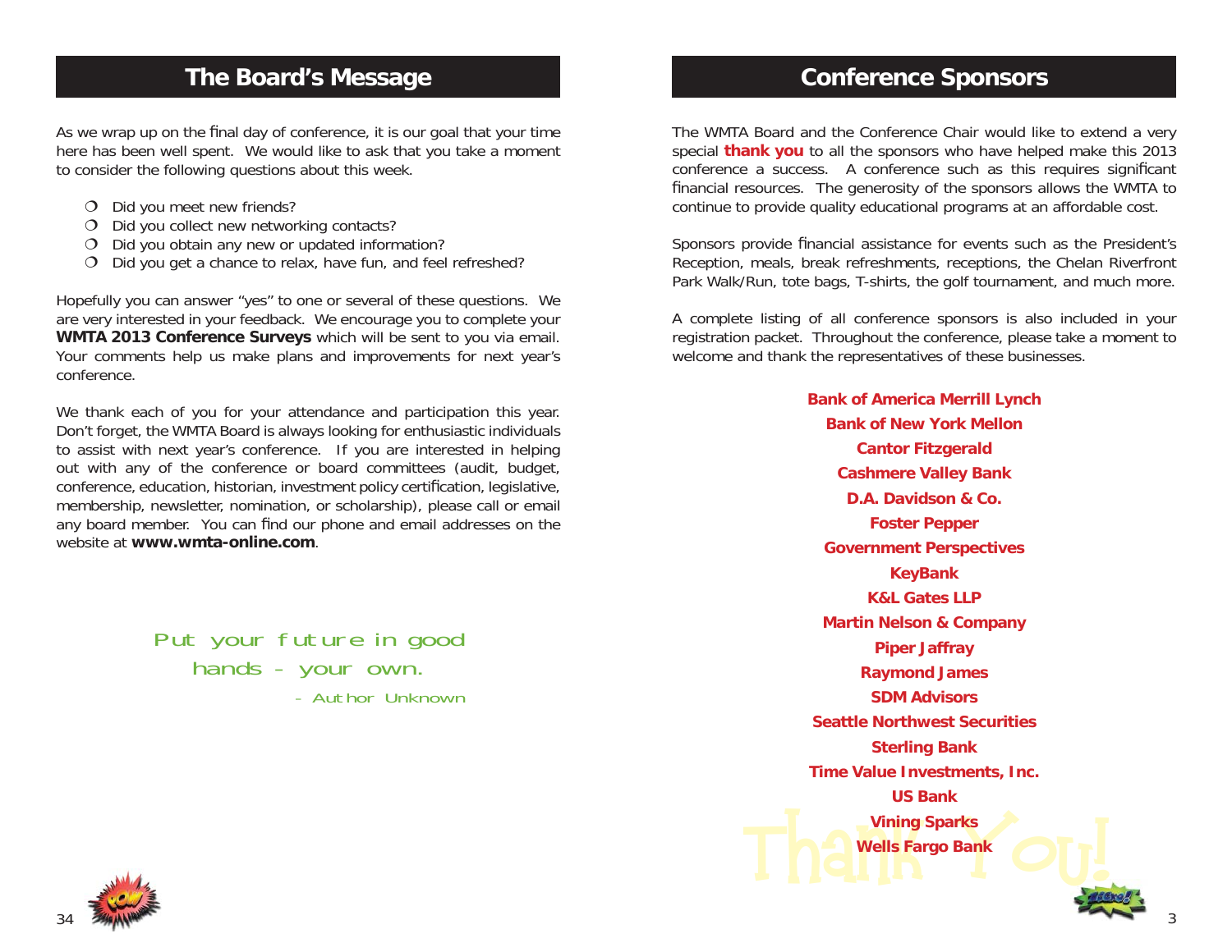## The Board's Message

As we wrap up on the final day of conference, it is our goal that your time here has been well spent. We would like to ask that you take a moment to consider the following questions about this week.

- Did you meet new friends?
- Did you collect new networking contacts?
- Did you obtain any new or updated information?
- Did you get a chance to relax, have fun, and feel refreshed?

Hopefully you can answer "yes" to one or several of these questions. We are very interested in your feedback. We encourage you to complete your **WMTA 2013 Conference Surveys** which will be sent to you via email. Your comments help us make plans and improvements for next year's conference.

We thank each of you for your attendance and participation this year. Don't forget, the WMTA Board is always looking for enthusiastic individuals to assist with next year's conference. If you are interested in helping out with any of the conference or board committees (audit, budget, conference, education, historian, investment policy certification, legislative, membership, newsletter, nomination, or scholarship), please call or email any board member. You can find our phone and email addresses on the website at **www.wmta-online.com**.

*Put your future in good hands - your own.*

*- Author Unknown*

## Conference Sponsors

The WMTA Board and the Conference Chair would like to extend a very special **thank you** to all the sponsors who have helped make this 2013 conference a success. A conference such as this requires significant financial resources. The generosity of the sponsors allows the WMTA to continue to provide quality educational programs at an affordable cost.

Sponsors provide financial assistance for events such as the President's Reception, meals, break refreshments, receptions, the Chelan Riverfront Park Walk/Run, tote bags, T-shirts, the golf tournament, and much more.

A complete listing of all conference sponsors is also included in your registration packet. Throughout the conference, please take a moment to welcome and thank the representatives of these businesses.

**Bank of America Merrill Lynch**
**Bank of New York Mellon**
**Cantor Fitzgerald**
**Cashmere Valley Bank**
**D.A. Davidson & Co.**
**Foster Pepper**
**Government Perspectives**
**KeyBank**
**K&L Gates LLP**
**Martin Nelson & Company**
**Piper Jaffray**
**Raymond James**
**SDM Advisors**
**Seattle Northwest Securities**
**Sterling Bank**
**Time Value Investments, Inc.**
**US Bank**
**Vining Sparks**
**Wells Fargo Bank**

Thank You!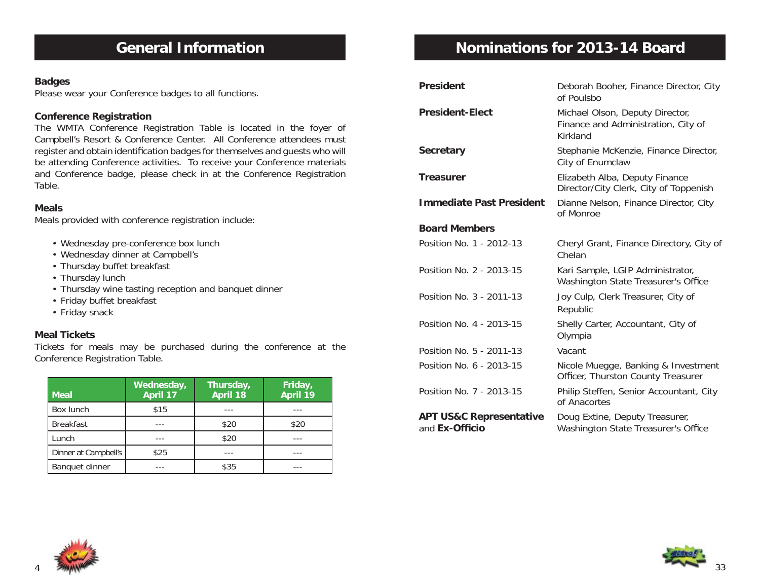## General Information

**Badges**
Please wear your Conference badges to all functions.

**Conference Registration**
The WMTA Conference Registration Table is located in the foyer of Campbell's Resort & Conference Center. All Conference attendees must register and obtain identification badges for themselves and guests who will be attending Conference activities. To receive your Conference materials and Conference badge, please check in at the Conference Registration Table.

**Meals**
Meals provided with conference registration include:

- Wednesday pre-conference box lunch
- Wednesday dinner at Campbell's
- Thursday buffet breakfast
- Thursday lunch
- Thursday wine tasting reception and banquet dinner
- Friday buffet breakfast
- Friday snack

**Meal Tickets**
Tickets for meals may be purchased during the conference at the Conference Registration Table.

| Meal | Wednesday, April 17 | Thursday, April 18 | Friday, April 19 |
|---|---|---|---|
| Box lunch | $15 | --- | --- |
| Breakfast | --- | $20 | $20 |
| Lunch | --- | $20 | --- |
| Dinner at Campbell's | $25 | --- | --- |
| Banquet dinner | --- | $35 | --- |

## Nominations for 2013-14 Board

| | |
|---|---|
| **President** | Deborah Booher, Finance Director, City of Poulsbo |
| **President-Elect** | Michael Olson, Deputy Director, Finance and Administration, City of Kirkland |
| **Secretary** | Stephanie McKenzie, Finance Director, City of Enumclaw |
| **Treasurer** | Elizabeth Alba, Deputy Finance Director/City Clerk, City of Toppenish |
| **Immediate Past President** | Dianne Nelson, Finance Director, City of Monroe |
| **Board Members** | |
| Position No. 1 - 2012-13 | Cheryl Grant, Finance Directory, City of Chelan |
| Position No. 2 - 2013-15 | Kari Sample, LGIP Administrator, Washington State Treasurer's Office |
| Position No. 3 - 2011-13 | Joy Culp, Clerk Treasurer, City of Republic |
| Position No. 4 - 2013-15 | Shelly Carter, Accountant, City of Olympia |
| Position No. 5 - 2011-13 | Vacant |
| Position No. 6 - 2013-15 | Nicole Muegge, Banking & Investment Officer, Thurston County Treasurer |
| Position No. 7 - 2013-15 | Philip Steffen, Senior Accountant, City of Anacortes |
| **APT US&C Representative** and **Ex-Officio** | Doug Extine, Deputy Treasurer, Washington State Treasurer's Office |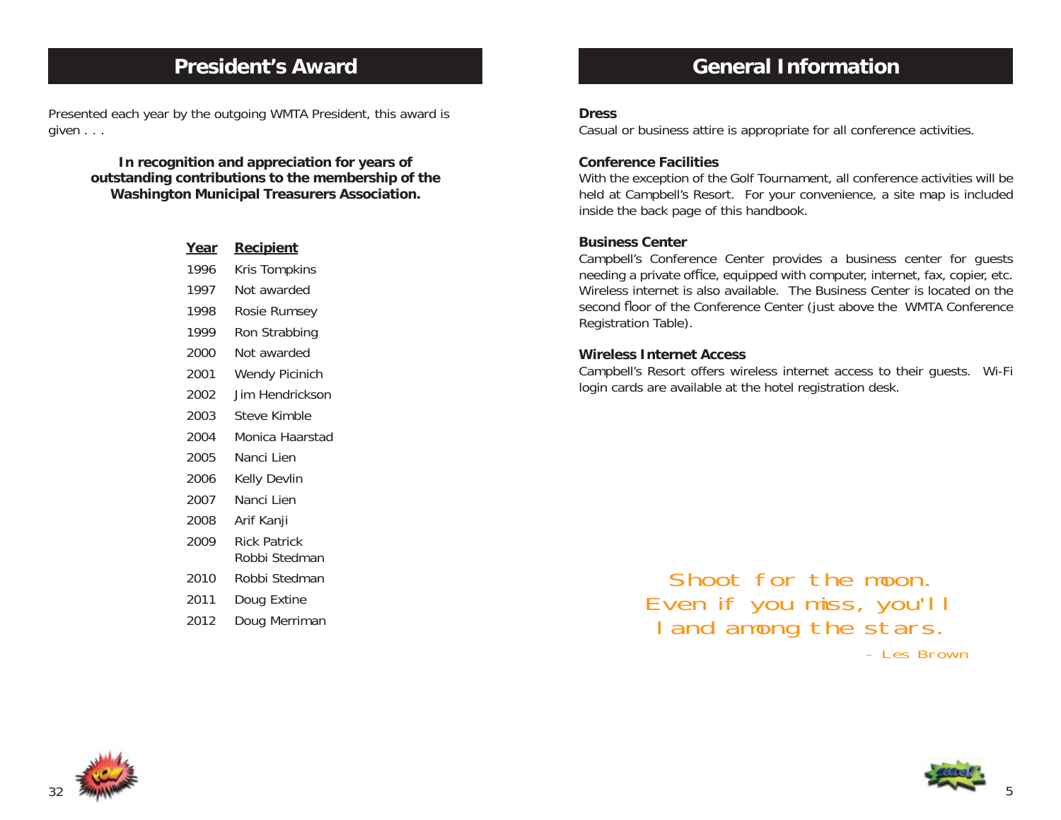## President's Award

Presented each year by the outgoing WMTA President, this award is given . . .

**In recognition and appreciation for years of outstanding contributions to the membership of the Washington Municipal Treasurers Association.**

| Year | Recipient |
|---|---|
| 1996 | Kris Tompkins |
| 1997 | Not awarded |
| 1998 | Rosie Rumsey |
| 1999 | Ron Strabbing |
| 2000 | Not awarded |
| 2001 | Wendy Picinich |
| 2002 | Jim Hendrickson |
| 2003 | Steve Kimble |
| 2004 | Monica Haarstad |
| 2005 | Nanci Lien |
| 2006 | Kelly Devlin |
| 2007 | Nanci Lien |
| 2008 | Arif Kanji |
| 2009 | Rick Patrick<br>Robbi Stedman |
| 2010 | Robbi Stedman |
| 2011 | Doug Extine |
| 2012 | Doug Merriman |

## General Information

**Dress**
Casual or business attire is appropriate for all conference activities.

**Conference Facilities**
With the exception of the Golf Tournament, all conference activities will be held at Campbell's Resort. For your convenience, a site map is included inside the back page of this handbook.

**Business Center**
Campbell's Conference Center provides a business center for guests needing a private office, equipped with computer, internet, fax, copier, etc. Wireless internet is also available. The Business Center is located on the second floor of the Conference Center (just above the WMTA Conference Registration Table).

**Wireless Internet Access**
Campbell's Resort offers wireless internet access to their guests. Wi-Fi login cards are available at the hotel registration desk.

*Shoot for the moon.
Even if you miss, you'll
land among the stars.*

*- Les Brown*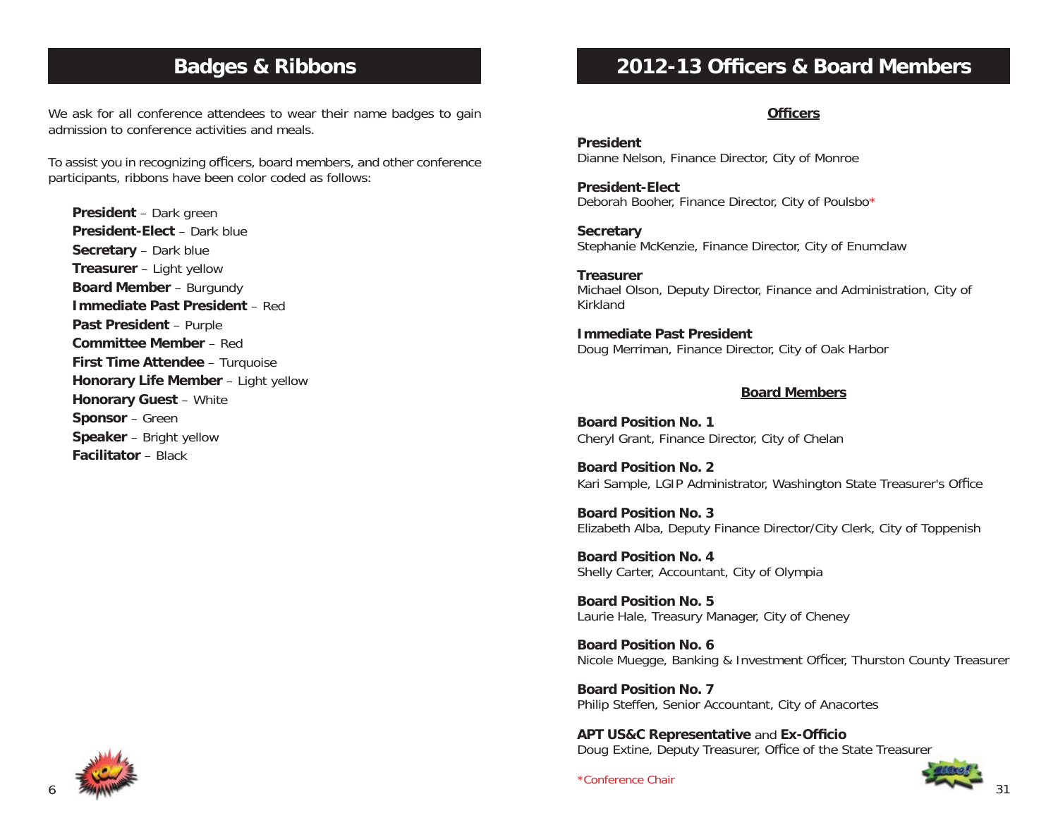## Badges & Ribbons

We ask for all conference attendees to wear their name badges to gain admission to conference activities and meals.

To assist you in recognizing officers, board members, and other conference participants, ribbons have been color coded as follows:

**President** – Dark green
**President-Elect** – Dark blue
**Secretary** – Dark blue
**Treasurer** – Light yellow
**Board Member** – Burgundy
**Immediate Past President** – Red
**Past President** – Purple
**Committee Member** – Red
**First Time Attendee** – Turquoise
**Honorary Life Member** – Light yellow
**Honorary Guest** – White
**Sponsor** – Green
**Speaker** – Bright yellow
**Facilitator** – Black

## 2012-13 Officers & Board Members

### Officers

**President**
Dianne Nelson, Finance Director, City of Monroe

**President-Elect**
Deborah Booher, Finance Director, City of Poulsbo*

**Secretary**
Stephanie McKenzie, Finance Director, City of Enumclaw

**Treasurer**
Michael Olson, Deputy Director, Finance and Administration, City of Kirkland

**Immediate Past President**
Doug Merriman, Finance Director, City of Oak Harbor

### Board Members

**Board Position No. 1**
Cheryl Grant, Finance Director, City of Chelan

**Board Position No. 2**
Kari Sample, LGIP Administrator, Washington State Treasurer's Office

**Board Position No. 3**
Elizabeth Alba, Deputy Finance Director/City Clerk, City of Toppenish

**Board Position No. 4**
Shelly Carter, Accountant, City of Olympia

**Board Position No. 5**
Laurie Hale, Treasury Manager, City of Cheney

**Board Position No. 6**
Nicole Muegge, Banking & Investment Officer, Thurston County Treasurer

**Board Position No. 7**
Philip Steffen, Senior Accountant, City of Anacortes

**APT US&C Representative** and **Ex-Officio**
Doug Extine, Deputy Treasurer, Office of the State Treasurer

*Conference Chair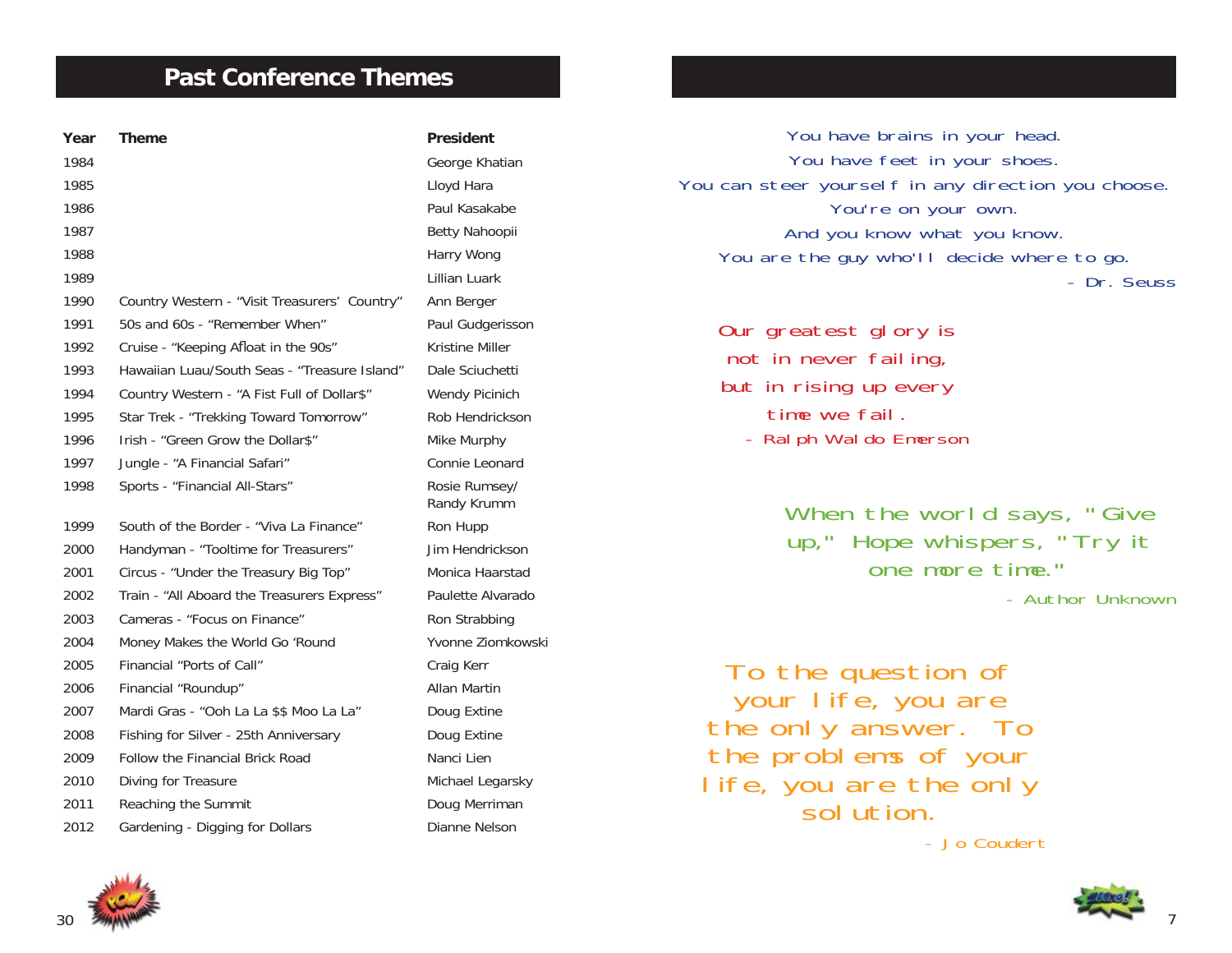## Past Conference Themes

| Year | Theme | President |
|---|---|---|
| 1984 | | George Khatian |
| 1985 | | Lloyd Hara |
| 1986 | | Paul Kasakabe |
| 1987 | | Betty Nahoopii |
| 1988 | | Harry Wong |
| 1989 | | Lillian Luark |
| 1990 | Country Western - “Visit Treasurers’ Country” | Ann Berger |
| 1991 | 50s and 60s - “Remember When” | Paul Gudgerisson |
| 1992 | Cruise - “Keeping Afloat in the 90s” | Kristine Miller |
| 1993 | Hawaiian Luau/South Seas - “Treasure Island” | Dale Sciuchetti |
| 1994 | Country Western - “A Fist Full of Dollar$” | Wendy Picinich |
| 1995 | Star Trek - “Trekking Toward Tomorrow” | Rob Hendrickson |
| 1996 | Irish - “Green Grow the Dollar$” | Mike Murphy |
| 1997 | Jungle - “A Financial Safari” | Connie Leonard |
| 1998 | Sports - “Financial All-Stars” | Rosie Rumsey/ Randy Krumm |
| 1999 | South of the Border - “Viva La Finance” | Ron Hupp |
| 2000 | Handyman - “Tooltime for Treasurers” | Jim Hendrickson |
| 2001 | Circus - “Under the Treasury Big Top” | Monica Haarstad |
| 2002 | Train - “All Aboard the Treasurers Express” | Paulette Alvarado |
| 2003 | Cameras - “Focus on Finance” | Ron Strabbing |
| 2004 | Money Makes the World Go ‘Round | Yvonne Ziomkowski |
| 2005 | Financial “Ports of Call” | Craig Kerr |
| 2006 | Financial “Roundup” | Allan Martin |
| 2007 | Mardi Gras - “Ooh La La $$ Moo La La” | Doug Extine |
| 2008 | Fishing for Silver - 25th Anniversary | Doug Extine |
| 2009 | Follow the Financial Brick Road | Nanci Lien |
| 2010 | Diving for Treasure | Michael Legarsky |
| 2011 | Reaching the Summit | Doug Merriman |
| 2012 | Gardening - Digging for Dollars | Dianne Nelson |

You have brains in your head.
You have feet in your shoes.
You can steer yourself in any direction you choose.
You're on your own.
And you know what you know.
You are the guy who'll decide where to go.

– Dr. Seuss

Our greatest glory is not in never failing, but in rising up every time we fail.

– Ralph Waldo Emerson

When the world says, "Give up," Hope whispers, "Try it one more time."

– Author Unknown

To the question of your life, you are the only answer. To the problems of your life, you are the only solution.

– Jo Coudert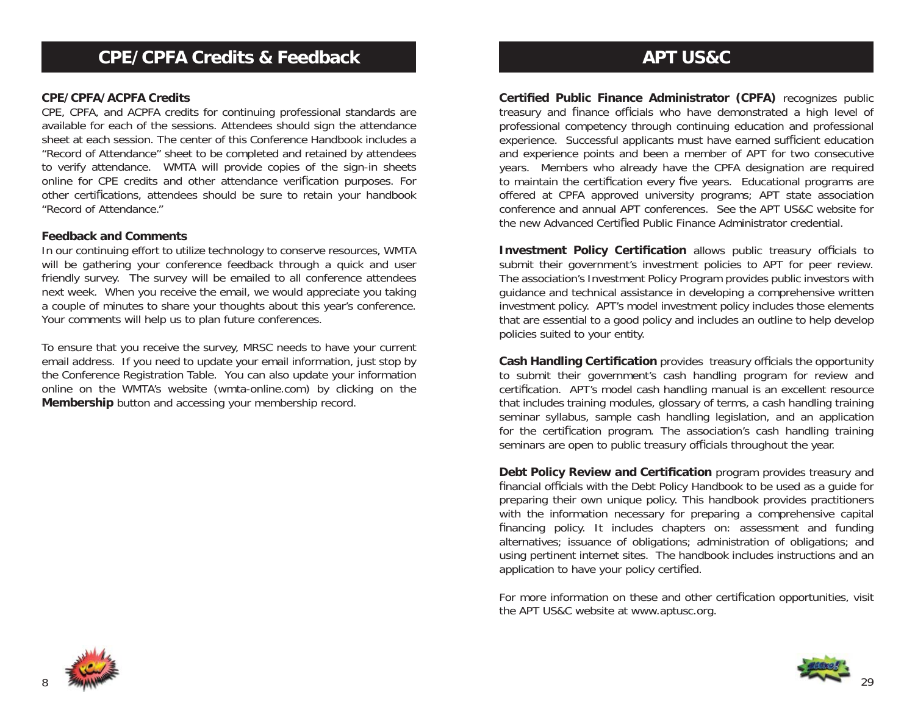# CPE/CPFA Credits & Feedback

## CPE/CPFA/ACPFA Credits

CPE, CPFA, and ACPFA credits for continuing professional standards are available for each of the sessions. Attendees should sign the attendance sheet at each session. The center of this Conference Handbook includes a "Record of Attendance" sheet to be completed and retained by attendees to verify attendance. WMTA will provide copies of the sign-in sheets online for CPE credits and other attendance verification purposes. For other certifications, attendees should be sure to retain your handbook "Record of Attendance."

## Feedback and Comments

In our continuing effort to utilize technology to conserve resources, WMTA will be gathering your conference feedback through a quick and user friendly survey. The survey will be emailed to all conference attendees next week. When you receive the email, we would appreciate you taking a couple of minutes to share your thoughts about this year's conference. Your comments will help us to plan future conferences.

To ensure that you receive the survey, MRSC needs to have your current email address. If you need to update your email information, just stop by the Conference Registration Table. You can also update your information online on the WMTA's website (wmta-online.com) by clicking on the **Membership** button and accessing your membership record.

# APT US&C

**Certified Public Finance Administrator (CPFA)** recognizes public treasury and finance officials who have demonstrated a high level of professional competency through continuing education and professional experience. Successful applicants must have earned sufficient education and experience points and been a member of APT for two consecutive years. Members who already have the CPFA designation are required to maintain the certification every five years. Educational programs are offered at CPFA approved university programs; APT state association conference and annual APT conferences. See the APT US&C website for the new Advanced Certified Public Finance Administrator credential.

**Investment Policy Certification** allows public treasury officials to submit their government's investment policies to APT for peer review. The association's Investment Policy Program provides public investors with guidance and technical assistance in developing a comprehensive written investment policy. APT's model investment policy includes those elements that are essential to a good policy and includes an outline to help develop policies suited to your entity.

**Cash Handling Certification** provides treasury officials the opportunity to submit their government's cash handling program for review and certification. APT's model cash handling manual is an excellent resource that includes training modules, glossary of terms, a cash handling training seminar syllabus, sample cash handling legislation, and an application for the certification program. The association's cash handling training seminars are open to public treasury officials throughout the year.

**Debt Policy Review and Certification** program provides treasury and financial officials with the Debt Policy Handbook to be used as a guide for preparing their own unique policy. This handbook provides practitioners with the information necessary for preparing a comprehensive capital financing policy. It includes chapters on: assessment and funding alternatives; issuance of obligations; administration of obligations; and using pertinent internet sites. The handbook includes instructions and an application to have your policy certified.

For more information on these and other certification opportunities, visit the APT US&C website at www.aptusc.org.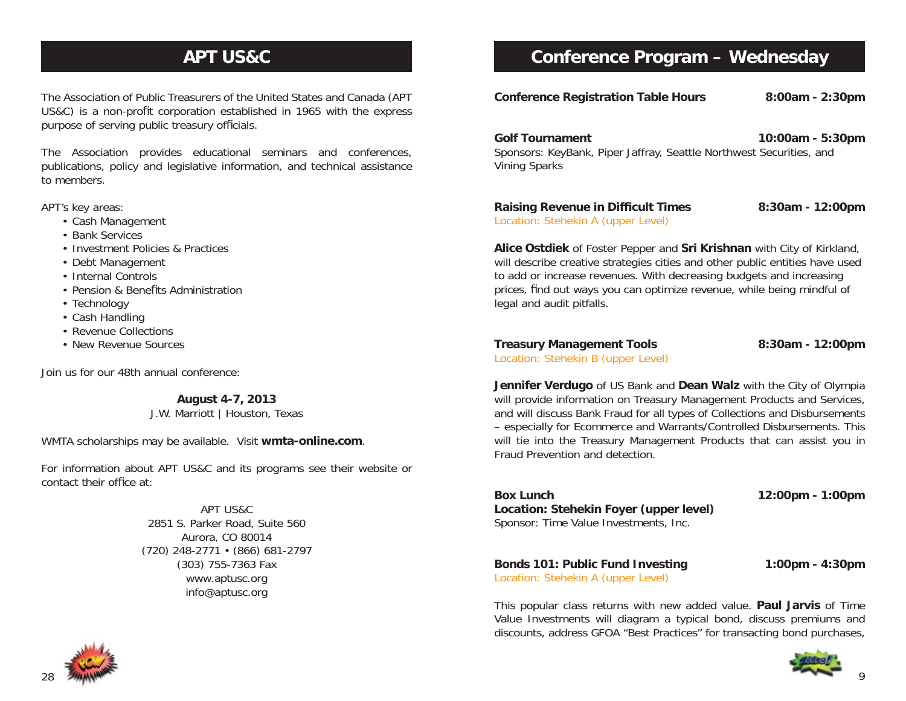# APT US&C

The Association of Public Treasurers of the United States and Canada (APT US&C) is a non-profit corporation established in 1965 with the express purpose of serving public treasury officials.

The Association provides educational seminars and conferences, publications, policy and legislative information, and technical assistance to members.

APT's key areas:

- Cash Management
- Bank Services
- Investment Policies & Practices
- Debt Management
- Internal Controls
- Pension & Benefits Administration
- Technology
- Cash Handling
- Revenue Collections
- New Revenue Sources

Join us for our 48th annual conference:

**August 4-7, 2013**
J.W. Marriott | Houston, Texas

WMTA scholarships may be available. Visit **wmta-online.com**.

For information about APT US&C and its programs see their website or contact their office at:

APT US&C
2851 S. Parker Road, Suite 560
Aurora, CO 80014
(720) 248-2771 • (866) 681-2797
(303) 755-7363 Fax
www.aptusc.org
info@aptusc.org

# Conference Program – Wednesday

**Conference Registration Table Hours** — **8:00am - 2:30pm**

**Golf Tournament** — **10:00am - 5:30pm**
Sponsors: KeyBank, Piper Jaffray, Seattle Northwest Securities, and Vining Sparks

**Raising Revenue in Difficult Times** — **8:30am - 12:00pm**
Location: Stehekin A (upper Level)

**Alice Ostdiek** of Foster Pepper and **Sri Krishnan** with City of Kirkland, will describe creative strategies cities and other public entities have used to add or increase revenues. With decreasing budgets and increasing prices, find out ways you can optimize revenue, while being mindful of legal and audit pitfalls.

**Treasury Management Tools** — **8:30am - 12:00pm**
Location: Stehekin B (upper Level)

**Jennifer Verdugo** of US Bank and **Dean Walz** with the City of Olympia will provide information on Treasury Management Products and Services, and will discuss Bank Fraud for all types of Collections and Disbursements – especially for Ecommerce and Warrants/Controlled Disbursements. This will tie into the Treasury Management Products that can assist you in Fraud Prevention and detection.

**Box Lunch** — **12:00pm - 1:00pm**
**Location: Stehekin Foyer (upper level)**
Sponsor: Time Value Investments, Inc.

**Bonds 101: Public Fund Investing** — **1:00pm - 4:30pm**
Location: Stehekin A (upper Level)

This popular class returns with new added value. **Paul Jarvis** of Time Value Investments will diagram a typical bond, discuss premiums and discounts, address GFOA "Best Practices" for transacting bond purchases,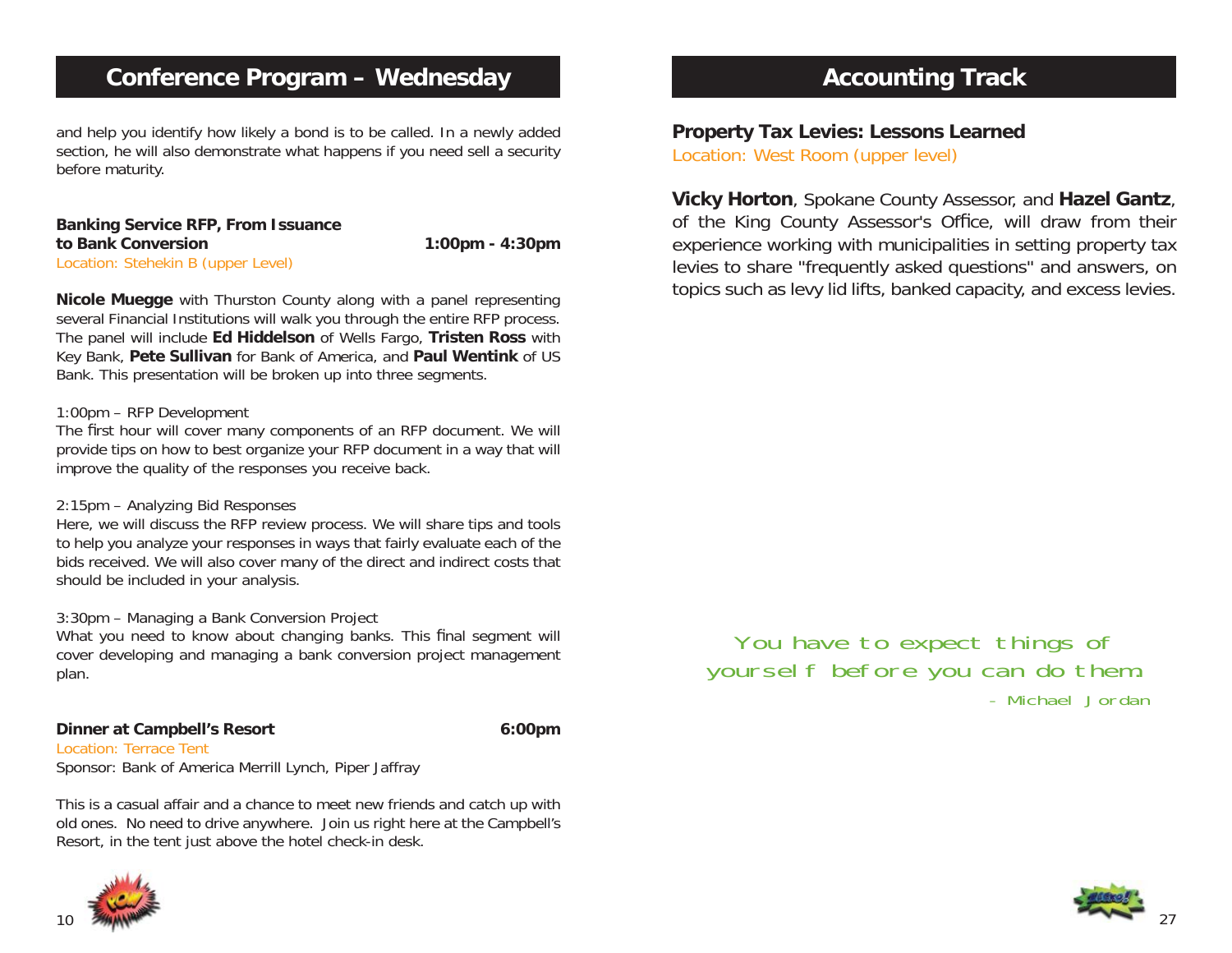## Conference Program – Wednesday

and help you identify how likely a bond is to be called. In a newly added section, he will also demonstrate what happens if you need sell a security before maturity.

**Banking Service RFP, From Issuance to Bank Conversion** **1:00pm - 4:30pm**
Location: Stehekin B (upper Level)

**Nicole Muegge** with Thurston County along with a panel representing several Financial Institutions will walk you through the entire RFP process. The panel will include **Ed Hiddelson** of Wells Fargo, **Tristen Ross** with Key Bank, **Pete Sullivan** for Bank of America, and **Paul Wentink** of US Bank. This presentation will be broken up into three segments.

1:00pm – RFP Development
The first hour will cover many components of an RFP document. We will provide tips on how to best organize your RFP document in a way that will improve the quality of the responses you receive back.

2:15pm – Analyzing Bid Responses
Here, we will discuss the RFP review process. We will share tips and tools to help you analyze your responses in ways that fairly evaluate each of the bids received. We will also cover many of the direct and indirect costs that should be included in your analysis.

3:30pm – Managing a Bank Conversion Project
What you need to know about changing banks. This final segment will cover developing and managing a bank conversion project management plan.

**Dinner at Campbell's Resort** **6:00pm**
Location: Terrace Tent
Sponsor: Bank of America Merrill Lynch, Piper Jaffray

This is a casual affair and a chance to meet new friends and catch up with old ones. No need to drive anywhere. Join us right here at the Campbell's Resort, in the tent just above the hotel check-in desk.

## Accounting Track

**Property Tax Levies: Lessons Learned**
Location: West Room (upper level)

**Vicky Horton**, Spokane County Assessor, and **Hazel Gantz**, of the King County Assessor's Office, will draw from their experience working with municipalities in setting property tax levies to share "frequently asked questions" and answers, on topics such as levy lid lifts, banked capacity, and excess levies.

*You have to expect things of yourself before you can do them.*
*- Michael Jordan*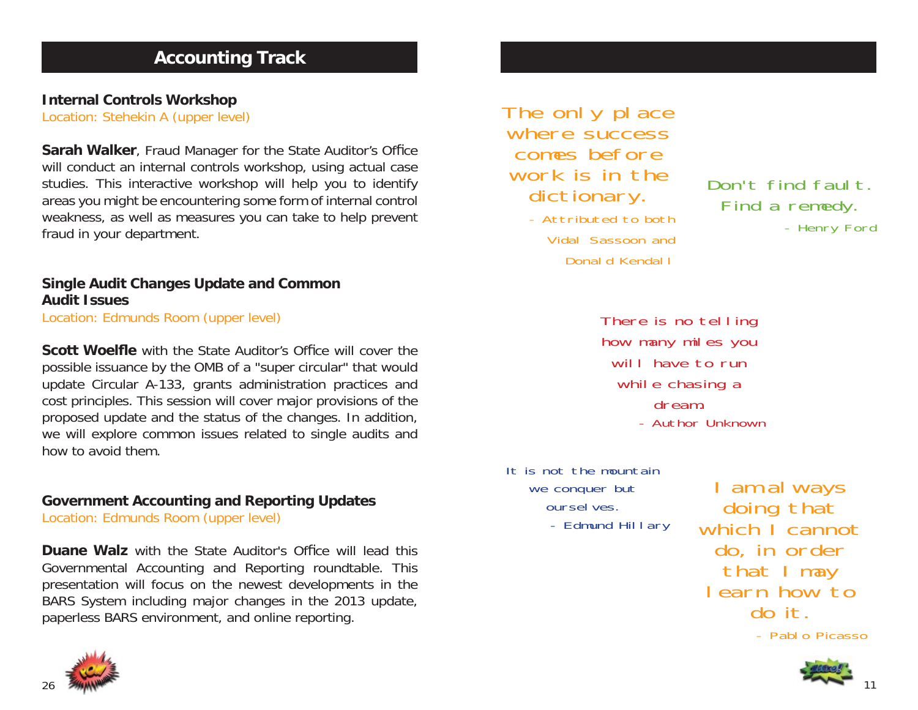## Accounting Track

### Internal Controls Workshop

Location: Stehekin A (upper level)

**Sarah Walker**, Fraud Manager for the State Auditor's Office will conduct an internal controls workshop, using actual case studies. This interactive workshop will help you to identify areas you might be encountering some form of internal control weakness, as well as measures you can take to help prevent fraud in your department.

### Single Audit Changes Update and Common Audit Issues

Location: Edmunds Room (upper level)

**Scott Woelfle** with the State Auditor's Office will cover the possible issuance by the OMB of a "super circular" that would update Circular A-133, grants administration practices and cost principles. This session will cover major provisions of the proposed update and the status of the changes. In addition, we will explore common issues related to single audits and how to avoid them.

### Government Accounting and Reporting Updates

Location: Edmunds Room (upper level)

**Duane Walz** with the State Auditor's Office will lead this Governmental Accounting and Reporting roundtable. This presentation will focus on the newest developments in the BARS System including major changes in the 2013 update, paperless BARS environment, and online reporting.

The only place where success comes before work is in the dictionary.
- Attributed to both Vidal Sassoon and Donald Kendall

Don't find fault. Find a remedy.
- Henry Ford

There is no telling how many miles you will have to run while chasing a dream.
- Author Unknown

It is not the mountain we conquer but ourselves.
- Edmund Hillary

I am always doing that which I cannot do, in order that I may learn how to do it.
- Pablo Picasso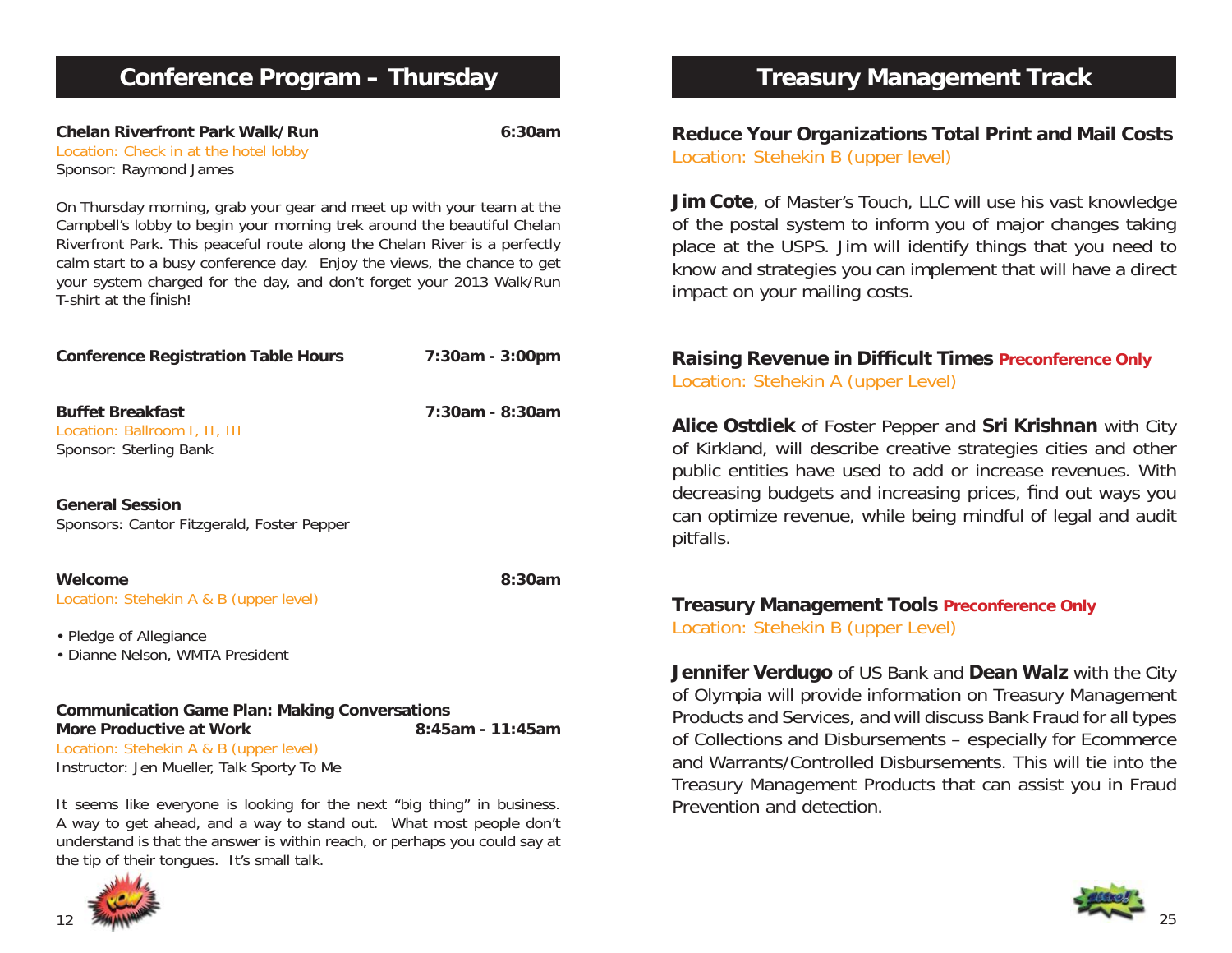## Conference Program – Thursday

**Chelan Riverfront Park Walk/Run** **6:30am**
Location: Check in at the hotel lobby
Sponsor: Raymond James

On Thursday morning, grab your gear and meet up with your team at the Campbell's lobby to begin your morning trek around the beautiful Chelan Riverfront Park. This peaceful route along the Chelan River is a perfectly calm start to a busy conference day. Enjoy the views, the chance to get your system charged for the day, and don't forget your 2013 Walk/Run T-shirt at the finish!

**Conference Registration Table Hours** **7:30am - 3:00pm**

**Buffet Breakfast** **7:30am - 8:30am**
Location: Ballroom I, II, III
Sponsor: Sterling Bank

**General Session**
Sponsors: Cantor Fitzgerald, Foster Pepper

**Welcome** **8:30am**
Location: Stehekin A & B (upper level)

- Pledge of Allegiance
- Dianne Nelson, WMTA President

**Communication Game Plan: Making Conversations More Productive at Work** **8:45am - 11:45am**
Location: Stehekin A & B (upper level)
Instructor: Jen Mueller, Talk Sporty To Me

It seems like everyone is looking for the next "big thing" in business. A way to get ahead, and a way to stand out. What most people don't understand is that the answer is within reach, or perhaps you could say at the tip of their tongues. It's small talk.

## Treasury Management Track

### Reduce Your Organizations Total Print and Mail Costs
Location: Stehekin B (upper level)

**Jim Cote**, of Master's Touch, LLC will use his vast knowledge of the postal system to inform you of major changes taking place at the USPS. Jim will identify things that you need to know and strategies you can implement that will have a direct impact on your mailing costs.

### Raising Revenue in Difficult Times **Preconference Only**
Location: Stehekin A (upper Level)

**Alice Ostdiek** of Foster Pepper and **Sri Krishnan** with City of Kirkland, will describe creative strategies cities and other public entities have used to add or increase revenues. With decreasing budgets and increasing prices, find out ways you can optimize revenue, while being mindful of legal and audit pitfalls.

### Treasury Management Tools **Preconference Only**
Location: Stehekin B (upper Level)

**Jennifer Verdugo** of US Bank and **Dean Walz** with the City of Olympia will provide information on Treasury Management Products and Services, and will discuss Bank Fraud for all types of Collections and Disbursements – especially for Ecommerce and Warrants/Controlled Disbursements. This will tie into the Treasury Management Products that can assist you in Fraud Prevention and detection.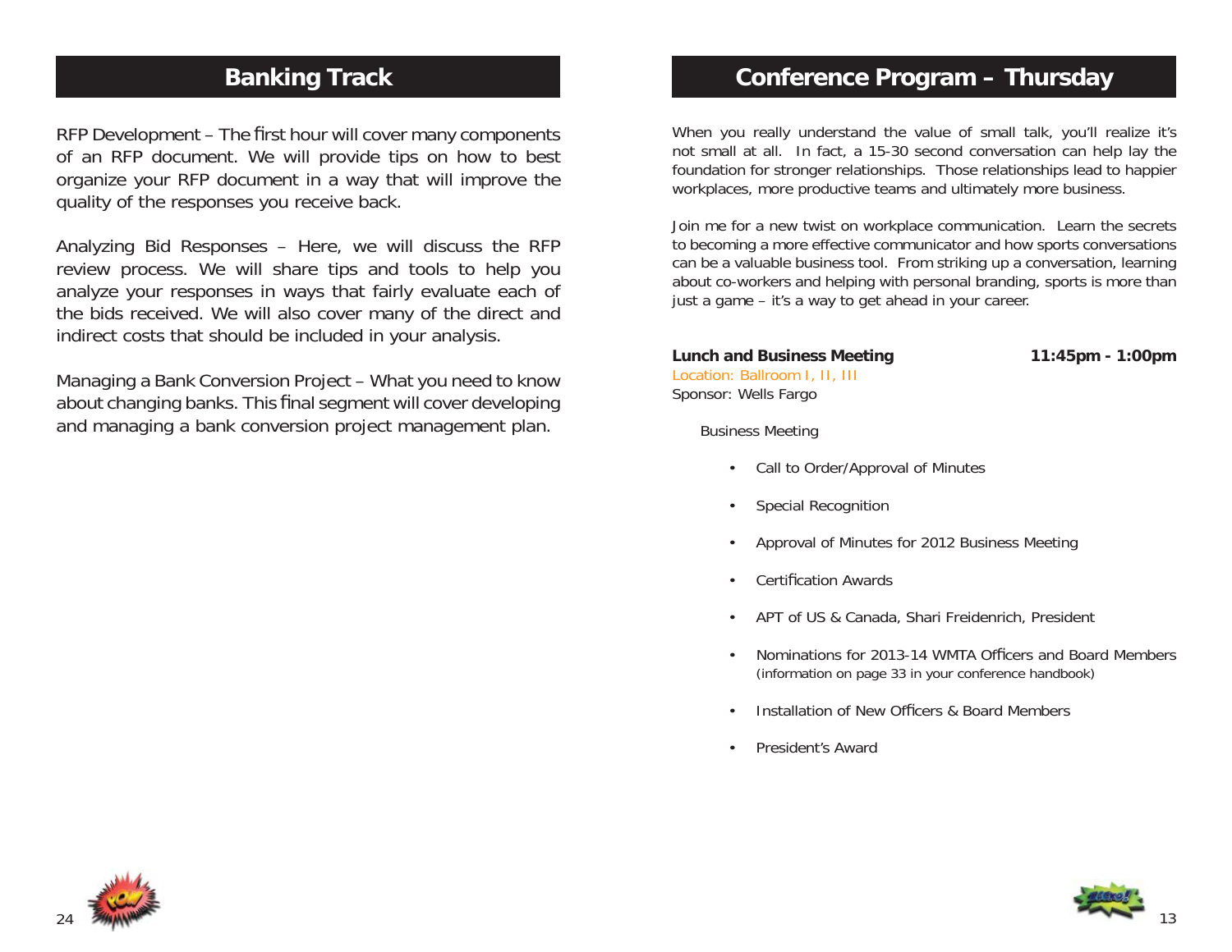## Banking Track

RFP Development – The first hour will cover many components of an RFP document. We will provide tips on how to best organize your RFP document in a way that will improve the quality of the responses you receive back.

Analyzing Bid Responses – Here, we will discuss the RFP review process. We will share tips and tools to help you analyze your responses in ways that fairly evaluate each of the bids received. We will also cover many of the direct and indirect costs that should be included in your analysis.

Managing a Bank Conversion Project – What you need to know about changing banks. This final segment will cover developing and managing a bank conversion project management plan.

## Conference Program – Thursday

When you really understand the value of small talk, you'll realize it's not small at all. In fact, a 15-30 second conversation can help lay the foundation for stronger relationships. Those relationships lead to happier workplaces, more productive teams and ultimately more business.

Join me for a new twist on workplace communication. Learn the secrets to becoming a more effective communicator and how sports conversations can be a valuable business tool. From striking up a conversation, learning about co-workers and helping with personal branding, sports is more than just a game – it's a way to get ahead in your career.

**Lunch and Business Meeting** **11:45pm - 1:00pm**

Location: Ballroom I, II, III

Sponsor: Wells Fargo

Business Meeting

- Call to Order/Approval of Minutes
- Special Recognition
- Approval of Minutes for 2012 Business Meeting
- Certification Awards
- APT of US & Canada, Shari Freidenrich, President
- Nominations for 2013-14 WMTA Officers and Board Members (information on page 33 in your conference handbook)
- Installation of New Officers & Board Members
- President's Award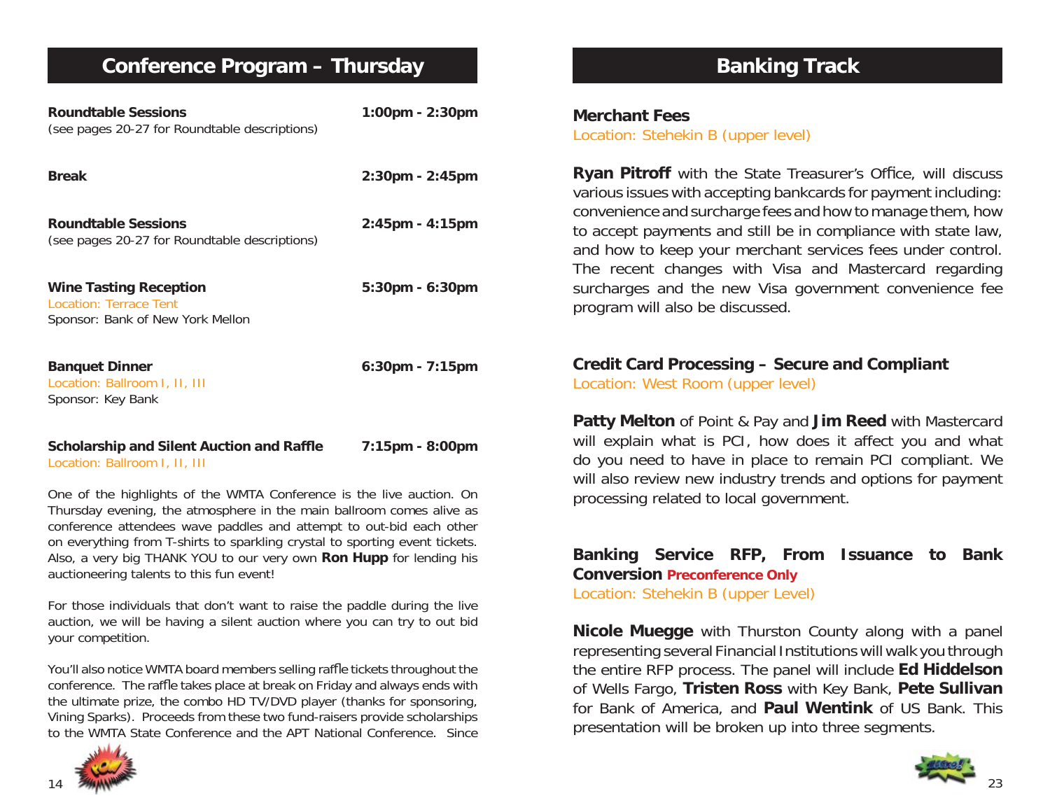## Conference Program – Thursday

**Roundtable Sessions** **1:00pm - 2:30pm**
(see pages 20-27 for Roundtable descriptions)

**Break** **2:30pm - 2:45pm**

**Roundtable Sessions** **2:45pm - 4:15pm**
(see pages 20-27 for Roundtable descriptions)

**Wine Tasting Reception** **5:30pm - 6:30pm**
Location: Terrace Tent
Sponsor: Bank of New York Mellon

**Banquet Dinner** **6:30pm - 7:15pm**
Location: Ballroom I, II, III
Sponsor: Key Bank

**Scholarship and Silent Auction and Raffle** **7:15pm - 8:00pm**
Location: Ballroom I, II, III

One of the highlights of the WMTA Conference is the live auction. On Thursday evening, the atmosphere in the main ballroom comes alive as conference attendees wave paddles and attempt to out-bid each other on everything from T-shirts to sparkling crystal to sporting event tickets. Also, a very big THANK YOU to our very own **Ron Hupp** for lending his auctioneering talents to this fun event!

For those individuals that don't want to raise the paddle during the live auction, we will be having a silent auction where you can try to out bid your competition.

You'll also notice WMTA board members selling raffle tickets throughout the conference. The raffle takes place at break on Friday and always ends with the ultimate prize, the combo HD TV/DVD player (thanks for sponsoring, Vining Sparks). Proceeds from these two fund-raisers provide scholarships to the WMTA State Conference and the APT National Conference. Since

## Banking Track

### Merchant Fees

Location: Stehekin B (upper level)

**Ryan Pitroff** with the State Treasurer's Office, will discuss various issues with accepting bankcards for payment including: convenience and surcharge fees and how to manage them, how to accept payments and still be in compliance with state law, and how to keep your merchant services fees under control. The recent changes with Visa and Mastercard regarding surcharges and the new Visa government convenience fee program will also be discussed.

### Credit Card Processing – Secure and Compliant

Location: West Room (upper level)

**Patty Melton** of Point & Pay and **Jim Reed** with Mastercard will explain what is PCI, how does it affect you and what do you need to have in place to remain PCI compliant. We will also review new industry trends and options for payment processing related to local government.

### Banking Service RFP, From Issuance to Bank Conversion **Preconference Only**

Location: Stehekin B (upper Level)

**Nicole Muegge** with Thurston County along with a panel representing several Financial Institutions will walk you through the entire RFP process. The panel will include **Ed Hiddelson** of Wells Fargo, **Tristen Ross** with Key Bank, **Pete Sullivan** for Bank of America, and **Paul Wentink** of US Bank. This presentation will be broken up into three segments.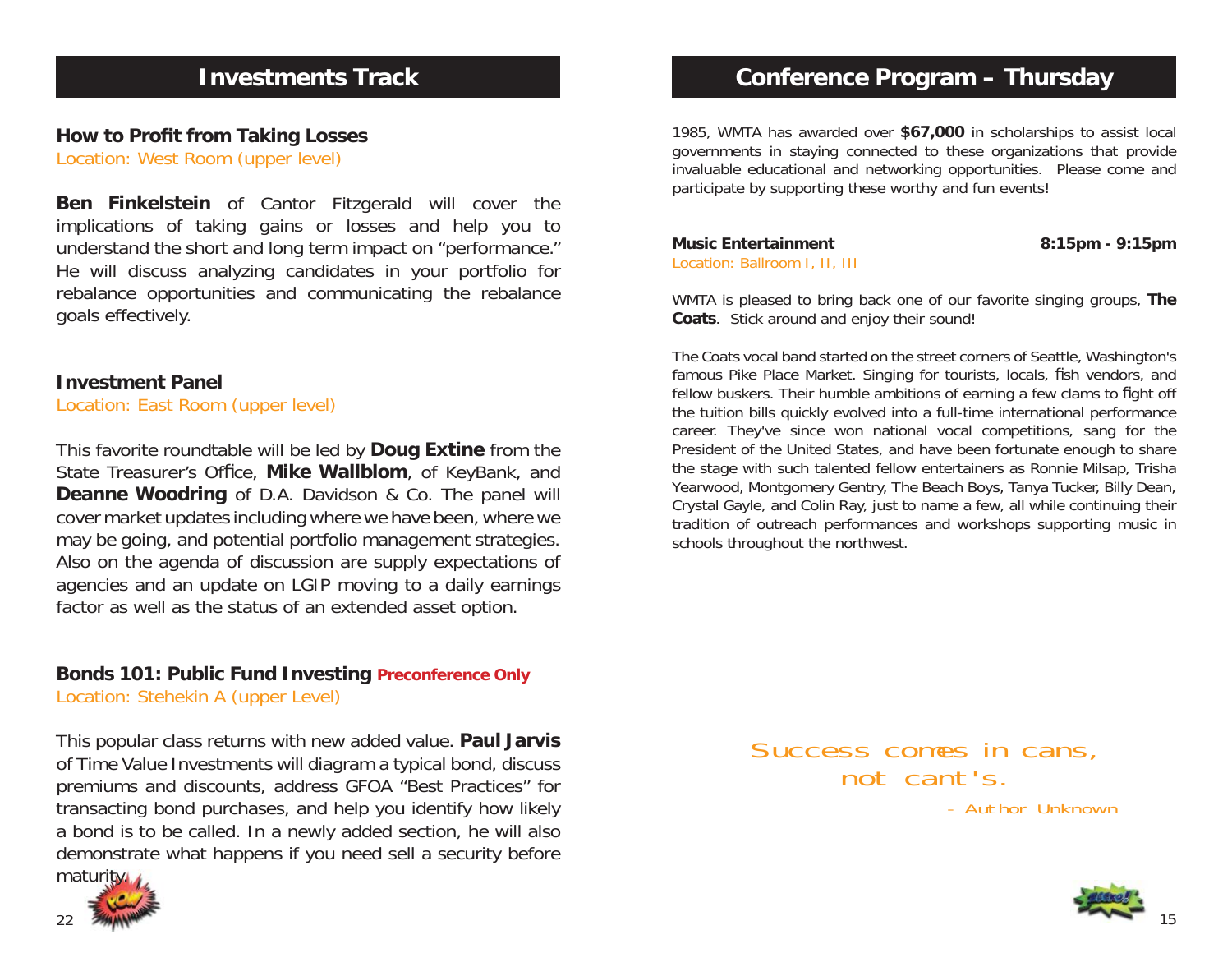## Investments Track

### How to Profit from Taking Losses

Location: West Room (upper level)

**Ben Finkelstein** of Cantor Fitzgerald will cover the implications of taking gains or losses and help you to understand the short and long term impact on "performance." He will discuss analyzing candidates in your portfolio for rebalance opportunities and communicating the rebalance goals effectively.

### Investment Panel

Location: East Room (upper level)

This favorite roundtable will be led by **Doug Extine** from the State Treasurer's Office, **Mike Wallblom**, of KeyBank, and **Deanne Woodring** of D.A. Davidson & Co. The panel will cover market updates including where we have been, where we may be going, and potential portfolio management strategies. Also on the agenda of discussion are supply expectations of agencies and an update on LGIP moving to a daily earnings factor as well as the status of an extended asset option.

### Bonds 101: Public Fund Investing **Preconference Only**

Location: Stehekin A (upper Level)

This popular class returns with new added value. **Paul Jarvis** of Time Value Investments will diagram a typical bond, discuss premiums and discounts, address GFOA "Best Practices" for transacting bond purchases, and help you identify how likely a bond is to be called. In a newly added section, he will also demonstrate what happens if you need sell a security before maturity.

## Conference Program – Thursday

1985, WMTA has awarded over **$67,000** in scholarships to assist local governments in staying connected to these organizations that provide invaluable educational and networking opportunities. Please come and participate by supporting these worthy and fun events!

**Music Entertainment** **8:15pm - 9:15pm**

Location: Ballroom I, II, III

WMTA is pleased to bring back one of our favorite singing groups, **The Coats**. Stick around and enjoy their sound!

The Coats vocal band started on the street corners of Seattle, Washington's famous Pike Place Market. Singing for tourists, locals, fish vendors, and fellow buskers. Their humble ambitions of earning a few clams to fight off the tuition bills quickly evolved into a full-time international performance career. They've since won national vocal competitions, sang for the President of the United States, and have been fortunate enough to share the stage with such talented fellow entertainers as Ronnie Milsap, Trisha Yearwood, Montgomery Gentry, The Beach Boys, Tanya Tucker, Billy Dean, Crystal Gayle, and Colin Ray, just to name a few, all while continuing their tradition of outreach performances and workshops supporting music in schools throughout the northwest.

Success comes in cans, not cant's.

– Author Unknown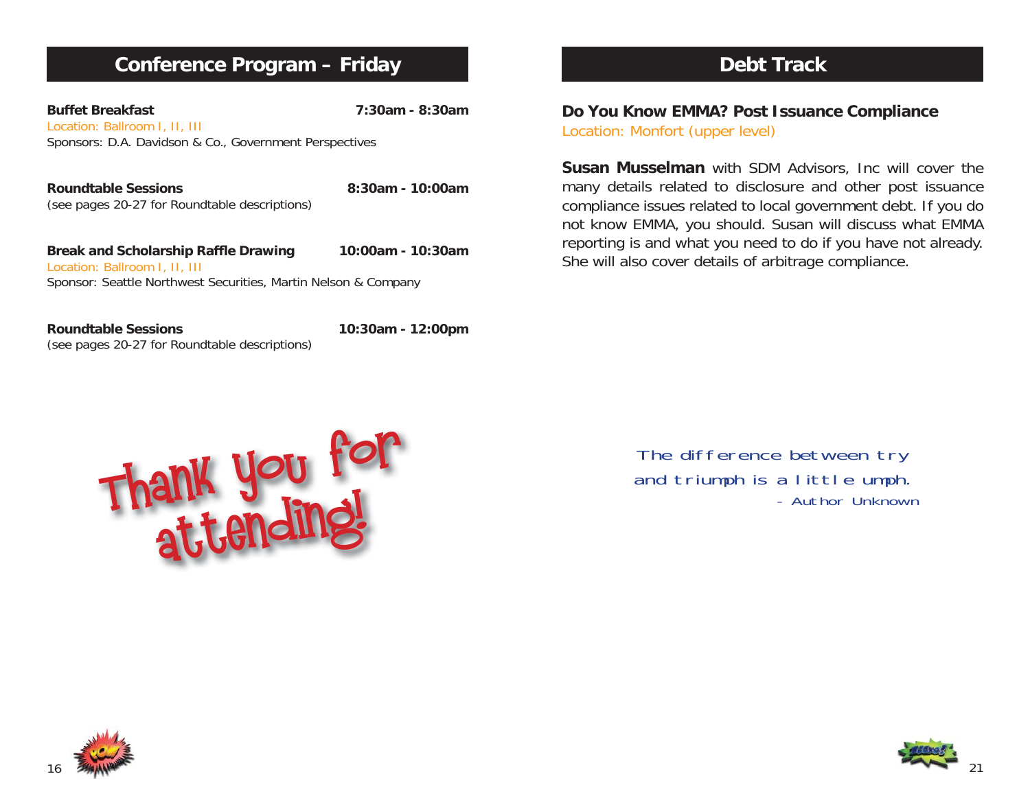## Conference Program – Friday

**Buffet Breakfast** **7:30am - 8:30am**
Location: Ballroom I, II, III
Sponsors: D.A. Davidson & Co., Government Perspectives

**Roundtable Sessions** **8:30am - 10:00am**
(see pages 20-27 for Roundtable descriptions)

**Break and Scholarship Raffle Drawing** **10:00am - 10:30am**
Location: Ballroom I, II, III
Sponsor: Seattle Northwest Securities, Martin Nelson & Company

**Roundtable Sessions** **10:30am - 12:00pm**
(see pages 20-27 for Roundtable descriptions)

Thank you for attending!

## Debt Track

### Do You Know EMMA? Post Issuance Compliance

Location: Monfort (upper level)

**Susan Musselman** with SDM Advisors, Inc will cover the many details related to disclosure and other post issuance compliance issues related to local government debt. If you do not know EMMA, you should. Susan will discuss what EMMA reporting is and what you need to do if you have not already. She will also cover details of arbitrage compliance.

*The difference between try and triumph is a little umph.*
*- Author Unknown*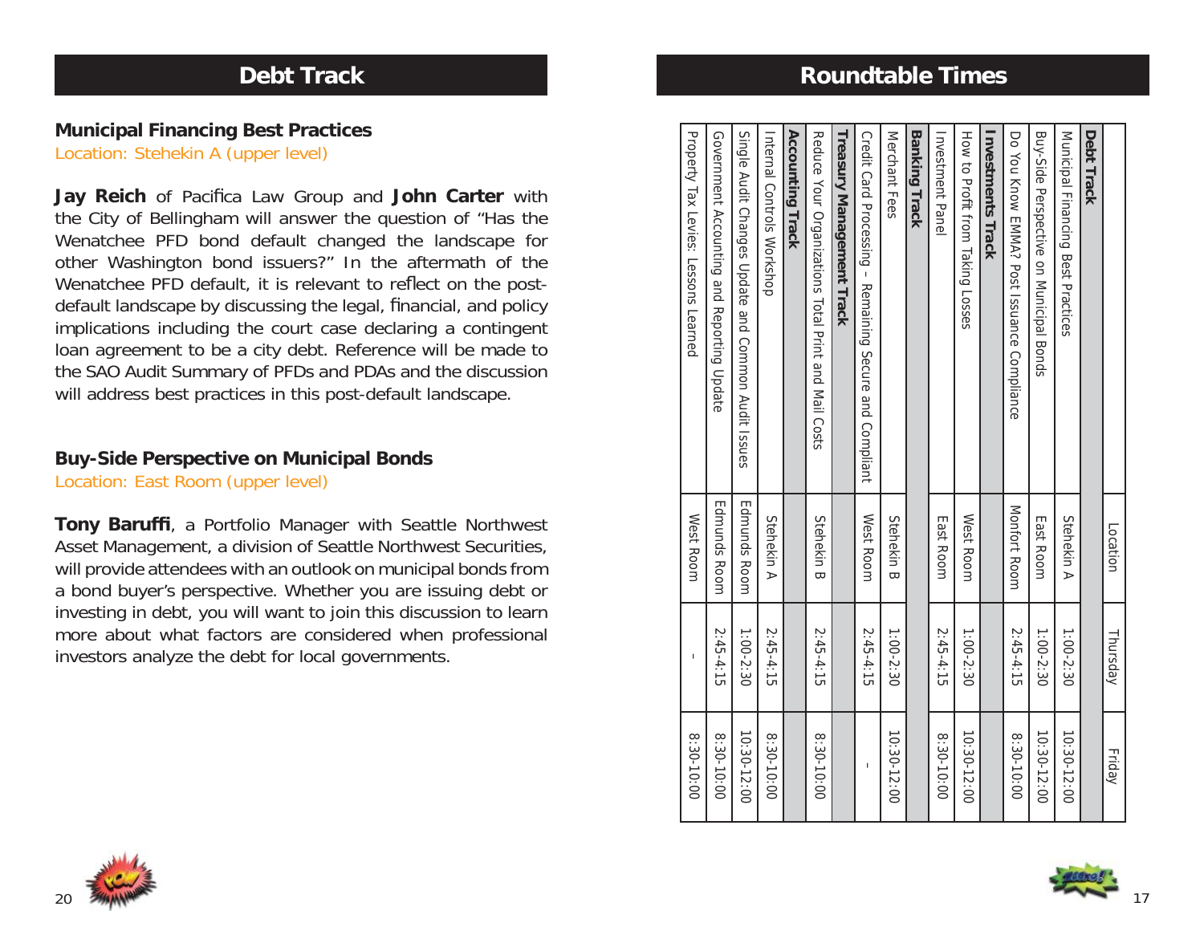# Debt Track

### Municipal Financing Best Practices

Location: Stehekin A (upper level)

**Jay Reich** of Pacifica Law Group and **John Carter** with the City of Bellingham will answer the question of "Has the Wenatchee PFD bond default changed the landscape for other Washington bond issuers?" In the aftermath of the Wenatchee PFD default, it is relevant to reflect on the post-default landscape by discussing the legal, financial, and policy implications including the court case declaring a contingent loan agreement to be a city debt. Reference will be made to the SAO Audit Summary of PFDs and PDAs and the discussion will address best practices in this post-default landscape.

### Buy-Side Perspective on Municipal Bonds

Location: East Room (upper level)

**Tony Baruffi**, a Portfolio Manager with Seattle Northwest Asset Management, a division of Seattle Northwest Securities, will provide attendees with an outlook on municipal bonds from a bond buyer's perspective. Whether you are issuing debt or investing in debt, you will want to join this discussion to learn more about what factors are considered when professional investors analyze the debt for local governments.

# Roundtable Times

| | Location | Thursday | Friday |
|---|---|---|---|
| **Debt Track** | | | |
| Municipal Financing Best Practices | Stehekin A | 1:00-2:30 | 10:30-12:00 |
| Buy-Side Perspective on Municipal Bonds | East Room | 1:00-2:30 | 10:30-12:00 |
| Do You Know EMMA? Post Issuance Compliance | Monfort Room | 2:45-4:15 | 8:30-10:00 |
| **Investments Track** | | | |
| How to Profit from Taking Losses | West Room | 1:00-2:30 | 10:30-12:00 |
| Investment Panel | East Room | 2:45-4:15 | 8:30-10:00 |
| **Banking Track** | | | |
| Merchant Fees | Stehekin B | 1:00-2:30 | 10:30-12:00 |
| Credit Card Processing – Remaining Secure and Compliant | West Room | 2:45-4:15 | - |
| **Treasury Management Track** | | | |
| Reduce Your Organizations Total Print and Mail Costs | Stehekin B | 2:45-4:15 | 8:30-10:00 |
| **Accounting Track** | | | |
| Internal Controls Workshop | Stehekin A | 2:45-4:15 | 8:30-10:00 |
| Single Audit Changes Update and Common Audit Issues | Edmunds Room | 1:00-2:30 | 10:30-12:00 |
| Government Accounting and Reporting Update | Edmunds Room | 2:45-4:15 | 8:30-10:00 |
| Property Tax Levies: Lessons Learned | West Room | - | 8:30-10:00 |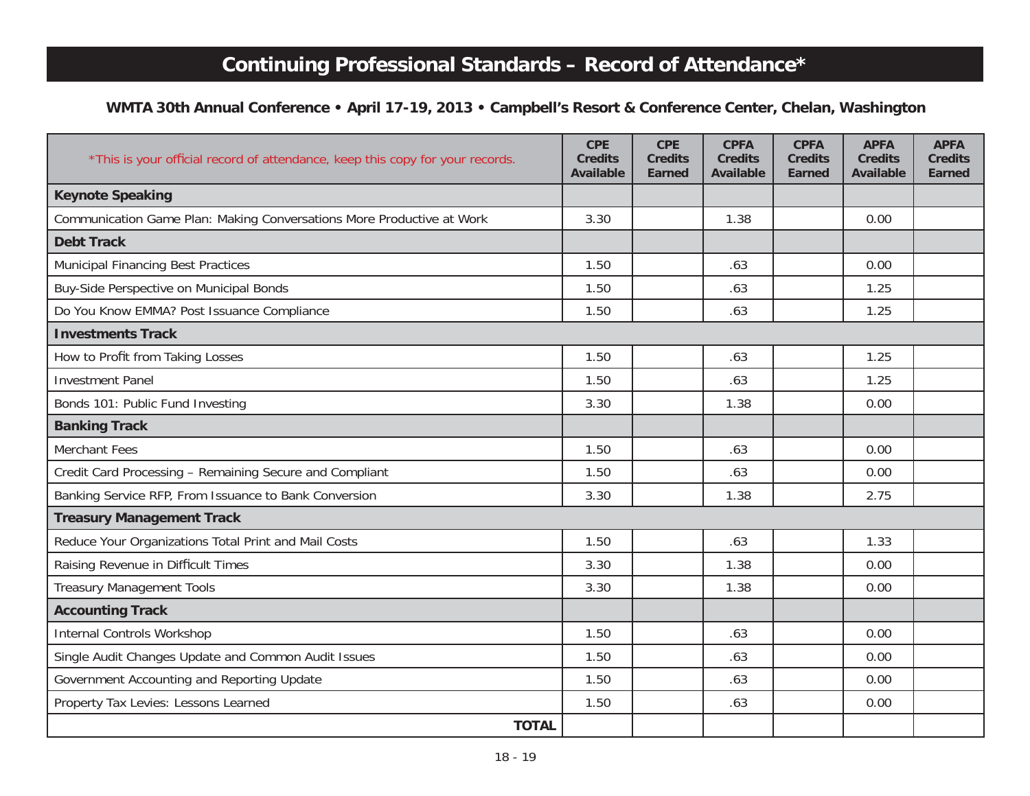# Continuing Professional Standards – Record of Attendance*

**WMTA 30th Annual Conference • April 17-19, 2013 • Campbell's Resort & Conference Center, Chelan, Washington**

| *This is your official record of attendance, keep this copy for your records. | CPE Credits Available | CPE Credits Earned | CPFA Credits Available | CPFA Credits Earned | APFA Credits Available | APFA Credits Earned |
|---|---|---|---|---|---|---|
| **Keynote Speaking** | | | | | | |
| Communication Game Plan: Making Conversations More Productive at Work | 3.30 | | 1.38 | | 0.00 | |
| **Debt Track** | | | | | | |
| Municipal Financing Best Practices | 1.50 | | .63 | | 0.00 | |
| Buy-Side Perspective on Municipal Bonds | 1.50 | | .63 | | 1.25 | |
| Do You Know EMMA? Post Issuance Compliance | 1.50 | | .63 | | 1.25 | |
| **Investments Track** | | | | | | |
| How to Profit from Taking Losses | 1.50 | | .63 | | 1.25 | |
| Investment Panel | 1.50 | | .63 | | 1.25 | |
| Bonds 101: Public Fund Investing | 3.30 | | 1.38 | | 0.00 | |
| **Banking Track** | | | | | | |
| Merchant Fees | 1.50 | | .63 | | 0.00 | |
| Credit Card Processing – Remaining Secure and Compliant | 1.50 | | .63 | | 0.00 | |
| Banking Service RFP, From Issuance to Bank Conversion | 3.30 | | 1.38 | | 2.75 | |
| **Treasury Management Track** | | | | | | |
| Reduce Your Organizations Total Print and Mail Costs | 1.50 | | .63 | | 1.33 | |
| Raising Revenue in Difficult Times | 3.30 | | 1.38 | | 0.00 | |
| Treasury Management Tools | 3.30 | | 1.38 | | 0.00 | |
| **Accounting Track** | | | | | | |
| Internal Controls Workshop | 1.50 | | .63 | | 0.00 | |
| Single Audit Changes Update and Common Audit Issues | 1.50 | | .63 | | 0.00 | |
| Government Accounting and Reporting Update | 1.50 | | .63 | | 0.00 | |
| Property Tax Levies: Lessons Learned | 1.50 | | .63 | | 0.00 | |
| **TOTAL** | | | | | | |